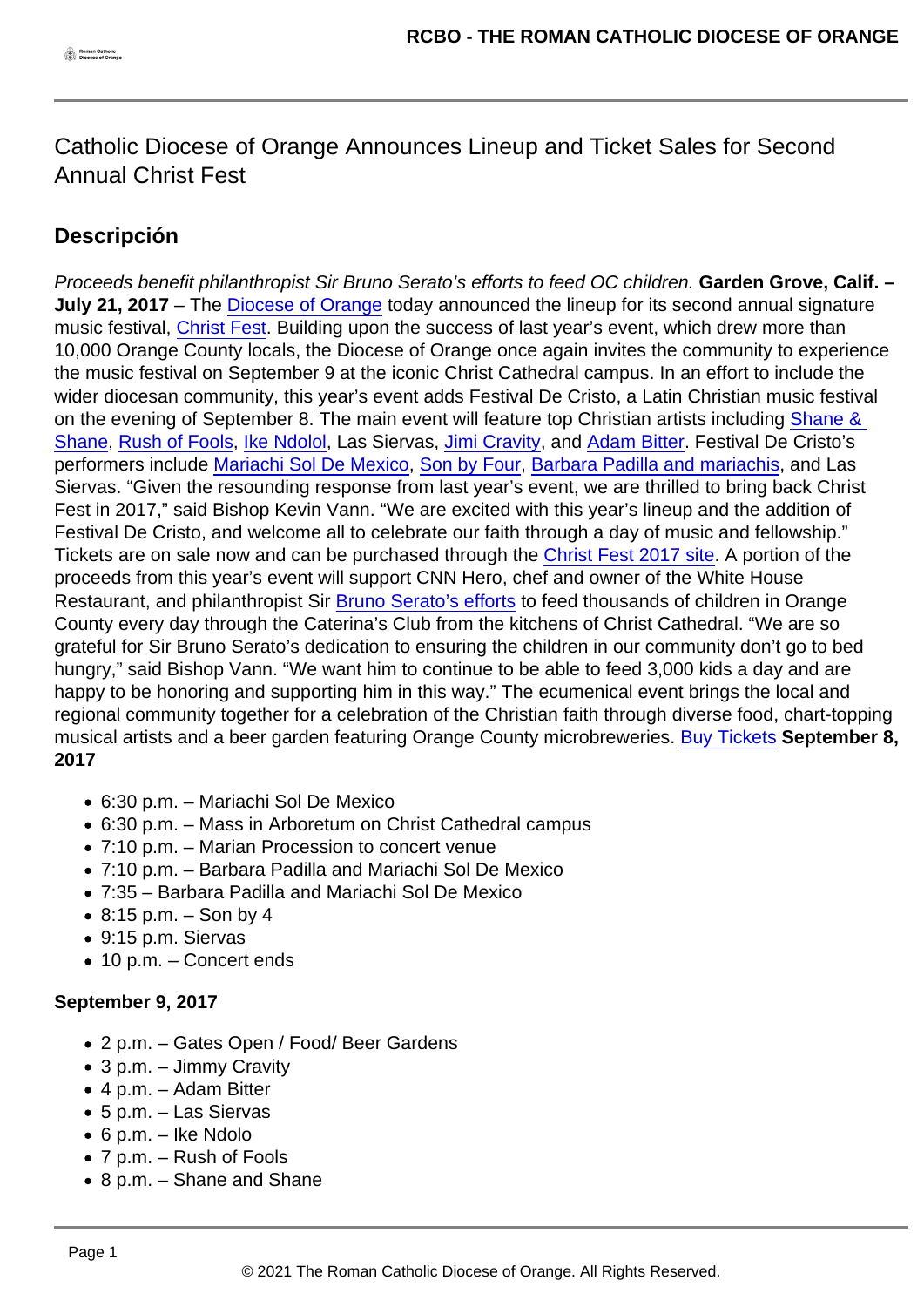# Catholic Diocese of Orange Announces Lineup and Ticket Sales for Second Annual Christ Fest

## Descripción

*Proceeds benefit philanthropist Sir Bruno Serato's efforts to feed OC children.* **Garden Grove, Calif. – July 21, 2017** – The Diocese of Orange today announced the lineup for its second annual signature music festival, Christ Fest. Building upon the success of last year's event, which drew more than 10,000 Orange County locals, the Diocese of Orange once again invites the community to experience the music festival on September 9 at the iconic Christ Cathedral campus. In an effort to include the wider diocesan community, this year's event adds Festival De Cristo, a Latin Christian music festival on the evening of September 8. The main event will feature top Christian artists including Shane & Shane, Rush of Fools, Ike Ndolol, Las Siervas, Jimi Cravity, and Adam Bitter. Festival De Cristo's performers include Mariachi Sol De Mexico, Son by Four, Barbara Padilla and mariachis, and Las Siervas. "Given the resounding response from last year's event, we are thrilled to bring back Christ Fest in 2017," said Bishop Kevin Vann. "We are excited with this year's lineup and the addition of Festival De Cristo, and welcome all to celebrate our faith through a day of music and fellowship." Tickets are on sale now and can be purchased through the Christ Fest 2017 site. A portion of the proceeds from this year's event will support CNN Hero, chef and owner of the White House Restaurant, and philanthropist Sir Bruno Serato's efforts to feed thousands of children in Orange County every day through the Caterina's Club from the kitchens of Christ Cathedral. "We are so grateful for Sir Bruno Serato's dedication to ensuring the children in our community don't go to bed hungry," said Bishop Vann. "We want him to continue to be able to feed 3,000 kids a day and are happy to be honoring and supporting him in this way." The ecumenical event brings the local and regional community together for a celebration of the Christian faith through diverse food, chart-topping musical artists and a beer garden featuring Orange County microbreweries. Buy Tickets **September 8, 2017**

- 6:30 p.m. – Mariachi Sol De Mexico
- 6:30 p.m. – Mass in Arboretum on Christ Cathedral campus
- 7:10 p.m. – Marian Procession to concert venue
- 7:10 p.m. – Barbara Padilla and Mariachi Sol De Mexico
- 7:35 – Barbara Padilla and Mariachi Sol De Mexico
- 8:15 p.m. – Son by 4
- 9:15 p.m. Siervas
- 10 p.m. – Concert ends

**September 9, 2017**

- 2 p.m. – Gates Open / Food/ Beer Gardens
- 3 p.m. – Jimmy Cravity
- 4 p.m. – Adam Bitter
- 5 p.m. – Las Siervas
- 6 p.m. – Ike Ndolo
- 7 p.m. – Rush of Fools
- 8 p.m. – Shane and Shane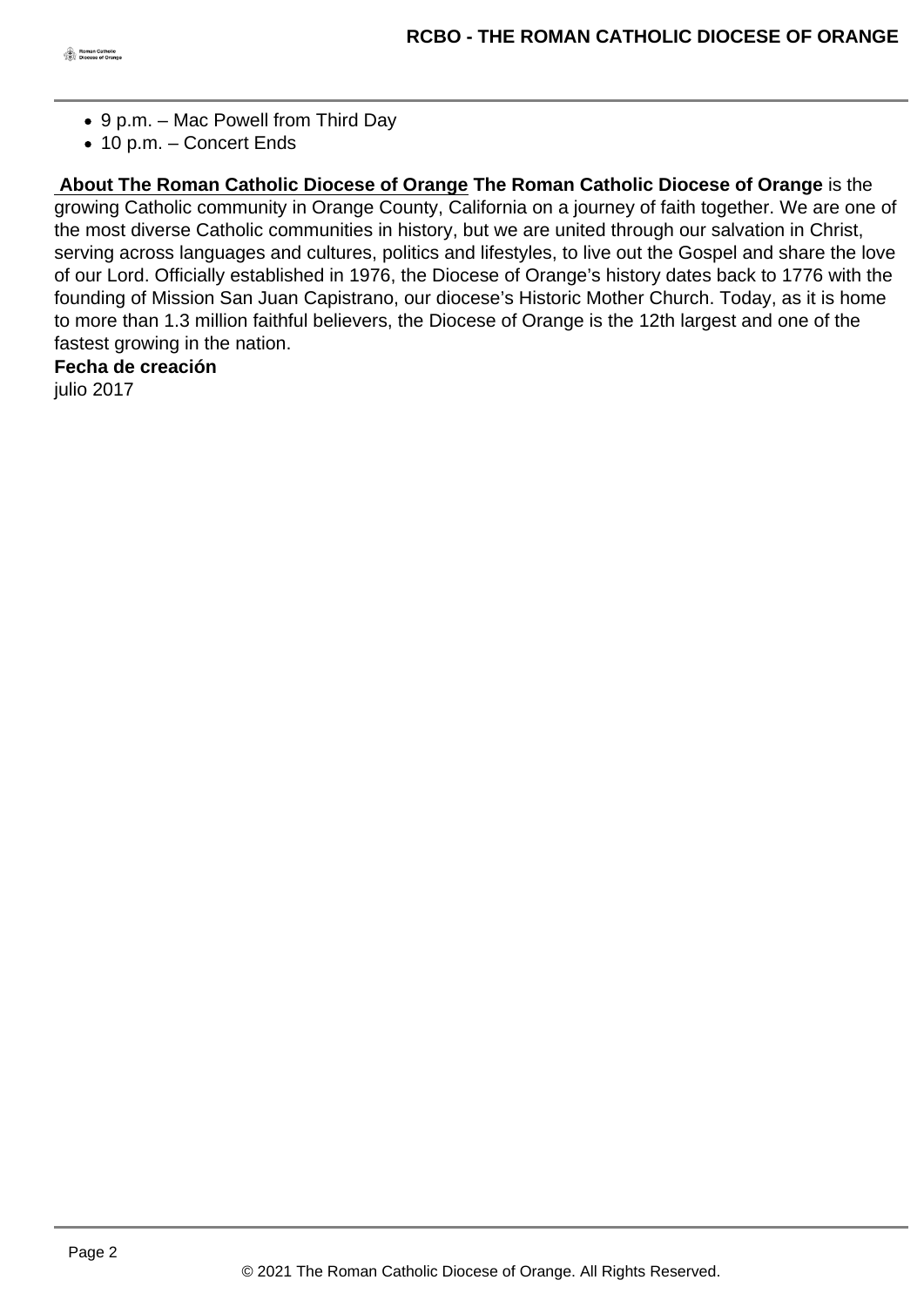- 9 p.m. – Mac Powell from Third Day
- 10 p.m. – Concert Ends

**About The Roman Catholic Diocese of Orange** **The Roman Catholic Diocese of Orange** is the growing Catholic community in Orange County, California on a journey of faith together. We are one of the most diverse Catholic communities in history, but we are united through our salvation in Christ, serving across languages and cultures, politics and lifestyles, to live out the Gospel and share the love of our Lord. Officially established in 1976, the Diocese of Orange's history dates back to 1776 with the founding of Mission San Juan Capistrano, our diocese's Historic Mother Church. Today, as it is home to more than 1.3 million faithful believers, the Diocese of Orange is the 12th largest and one of the fastest growing in the nation.

**Fecha de creación**
julio 2017